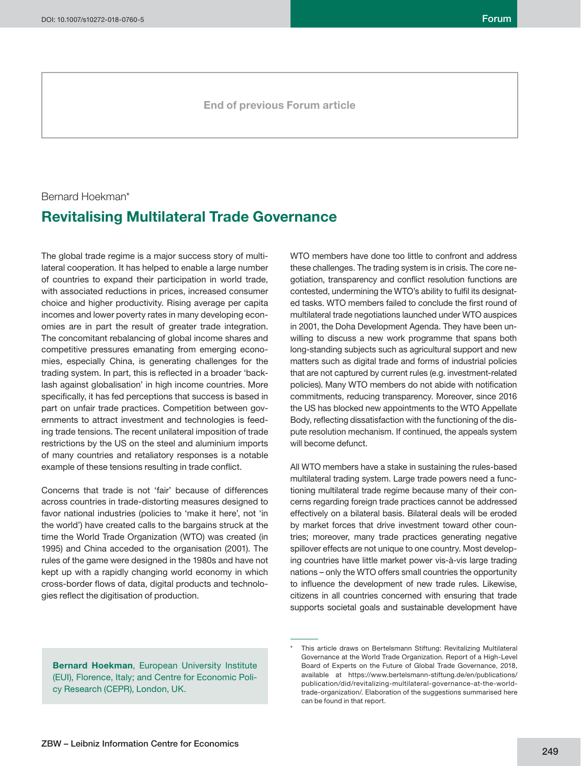End of previous Forum article

Bernard Hoekman*

# Revitalising Multilateral Trade Governance

The global trade regime is a major success story of multilateral cooperation. It has helped to enable a large number of countries to expand their participation in world trade, with associated reductions in prices, increased consumer choice and higher productivity. Rising average per capita incomes and lower poverty rates in many developing economies are in part the result of greater trade integration. The concomitant rebalancing of global income shares and competitive pressures emanating from emerging economies, especially China, is generating challenges for the trading system. In part, this is reflected in a broader 'backlash against globalisation' in high income countries. More specifically, it has fed perceptions that success is based in part on unfair trade practices. Competition between governments to attract investment and technologies is feeding trade tensions. The recent unilateral imposition of trade restrictions by the US on the steel and aluminium imports of many countries and retaliatory responses is a notable example of these tensions resulting in trade conflict.

Concerns that trade is not 'fair' because of differences across countries in trade-distorting measures designed to favor national industries (policies to 'make it here', not 'in the world') have created calls to the bargains struck at the time the World Trade Organization (WTO) was created (in 1995) and China acceded to the organisation (2001). The rules of the game were designed in the 1980s and have not kept up with a rapidly changing world economy in which cross-border flows of data, digital products and technologies reflect the digitisation of production.

**Bernard Hoekman**, European University Institute (EUI), Florence, Italy; and Centre for Economic Policy Research (CEPR), London, UK.

WTO members have done too little to confront and address these challenges. The trading system is in crisis. The core negotiation, transparency and conflict resolution functions are contested, undermining the WTO's ability to fulfil its designated tasks. WTO members failed to conclude the first round of multilateral trade negotiations launched under WTO auspices in 2001, the Doha Development Agenda. They have been unwilling to discuss a new work programme that spans both long-standing subjects such as agricultural support and new matters such as digital trade and forms of industrial policies that are not captured by current rules (e.g. investment-related policies). Many WTO members do not abide with notification commitments, reducing transparency. Moreover, since 2016 the US has blocked new appointments to the WTO Appellate Body, reflecting dissatisfaction with the functioning of the dispute resolution mechanism. If continued, the appeals system will become defunct.

All WTO members have a stake in sustaining the rules-based multilateral trading system. Large trade powers need a functioning multilateral trade regime because many of their concerns regarding foreign trade practices cannot be addressed effectively on a bilateral basis. Bilateral deals will be eroded by market forces that drive investment toward other countries; moreover, many trade practices generating negative spillover effects are not unique to one country. Most developing countries have little market power vis-à-vis large trading nations – only the WTO offers small countries the opportunity to influence the development of new trade rules. Likewise, citizens in all countries concerned with ensuring that trade supports societal goals and sustainable development have

\* This article draws on Bertelsmann Stiftung: Revitalizing Multilateral Governance at the World Trade Organization. Report of a High-Level Board of Experts on the Future of Global Trade Governance, 2018, available at https://www.bertelsmann-stiftung.de/en/publications/publication/did/revitalizing-multilateral-governance-at-the-world-trade-organization/. Elaboration of the suggestions summarised here can be found in that report.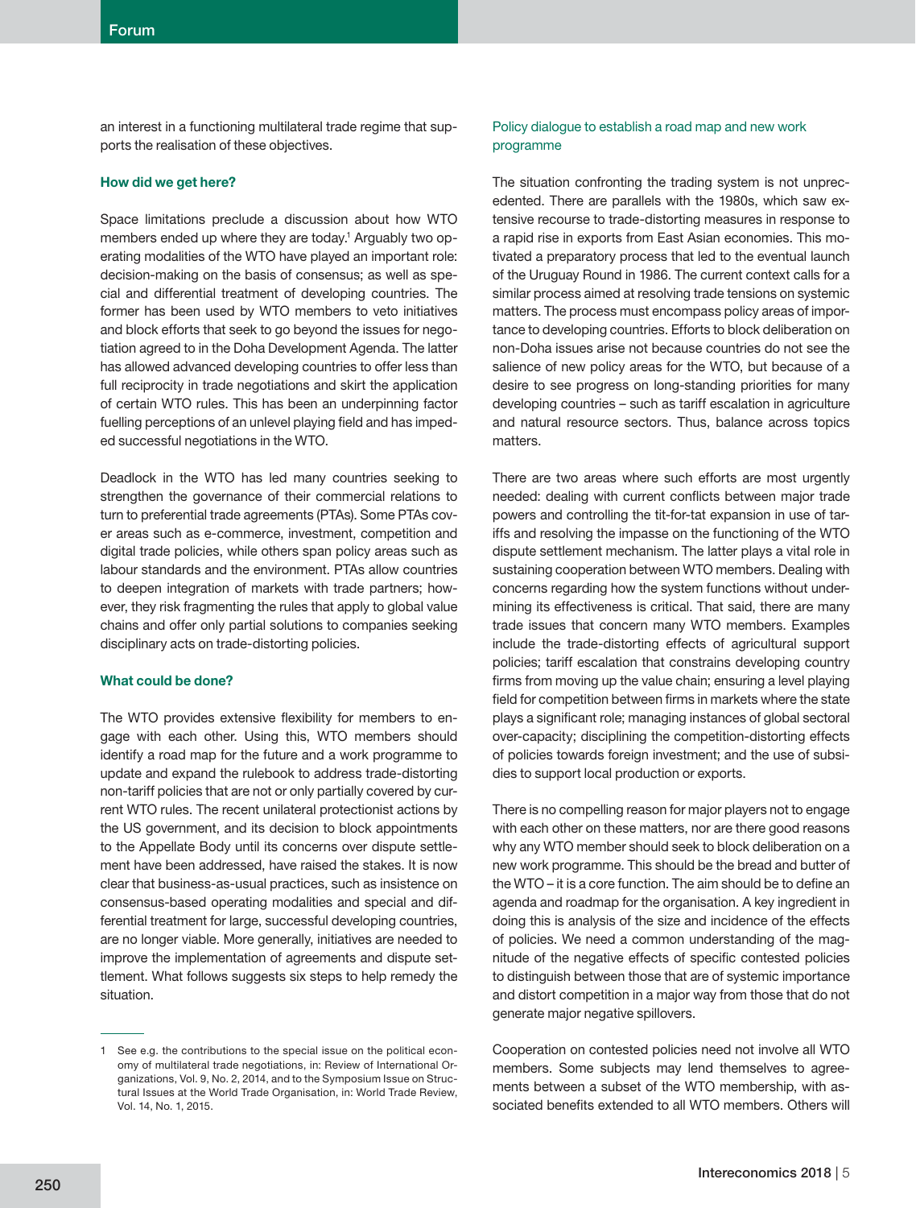an interest in a functioning multilateral trade regime that supports the realisation of these objectives.

### How did we get here?

Space limitations preclude a discussion about how WTO members ended up where they are today.[1] Arguably two operating modalities of the WTO have played an important role: decision-making on the basis of consensus; as well as special and differential treatment of developing countries. The former has been used by WTO members to veto initiatives and block efforts that seek to go beyond the issues for negotiation agreed to in the Doha Development Agenda. The latter has allowed advanced developing countries to offer less than full reciprocity in trade negotiations and skirt the application of certain WTO rules. This has been an underpinning factor fuelling perceptions of an unlevel playing field and has impeded successful negotiations in the WTO.

Deadlock in the WTO has led many countries seeking to strengthen the governance of their commercial relations to turn to preferential trade agreements (PTAs). Some PTAs cover areas such as e-commerce, investment, competition and digital trade policies, while others span policy areas such as labour standards and the environment. PTAs allow countries to deepen integration of markets with trade partners; however, they risk fragmenting the rules that apply to global value chains and offer only partial solutions to companies seeking disciplinary acts on trade-distorting policies.

### What could be done?

The WTO provides extensive flexibility for members to engage with each other. Using this, WTO members should identify a road map for the future and a work programme to update and expand the rulebook to address trade-distorting non-tariff policies that are not or only partially covered by current WTO rules. The recent unilateral protectionist actions by the US government, and its decision to block appointments to the Appellate Body until its concerns over dispute settlement have been addressed, have raised the stakes. It is now clear that business-as-usual practices, such as insistence on consensus-based operating modalities and special and differential treatment for large, successful developing countries, are no longer viable. More generally, initiatives are needed to improve the implementation of agreements and dispute settlement. What follows suggests six steps to help remedy the situation.

#### Policy dialogue to establish a road map and new work programme

The situation confronting the trading system is not unprecedented. There are parallels with the 1980s, which saw extensive recourse to trade-distorting measures in response to a rapid rise in exports from East Asian economies. This motivated a preparatory process that led to the eventual launch of the Uruguay Round in 1986. The current context calls for a similar process aimed at resolving trade tensions on systemic matters. The process must encompass policy areas of importance to developing countries. Efforts to block deliberation on non-Doha issues arise not because countries do not see the salience of new policy areas for the WTO, but because of a desire to see progress on long-standing priorities for many developing countries – such as tariff escalation in agriculture and natural resource sectors. Thus, balance across topics matters.

There are two areas where such efforts are most urgently needed: dealing with current conflicts between major trade powers and controlling the tit-for-tat expansion in use of tariffs and resolving the impasse on the functioning of the WTO dispute settlement mechanism. The latter plays a vital role in sustaining cooperation between WTO members. Dealing with concerns regarding how the system functions without undermining its effectiveness is critical. That said, there are many trade issues that concern many WTO members. Examples include the trade-distorting effects of agricultural support policies; tariff escalation that constrains developing country firms from moving up the value chain; ensuring a level playing field for competition between firms in markets where the state plays a significant role; managing instances of global sectoral over-capacity; disciplining the competition-distorting effects of policies towards foreign investment; and the use of subsidies to support local production or exports.

There is no compelling reason for major players not to engage with each other on these matters, nor are there good reasons why any WTO member should seek to block deliberation on a new work programme. This should be the bread and butter of the WTO – it is a core function. The aim should be to define an agenda and roadmap for the organisation. A key ingredient in doing this is analysis of the size and incidence of the effects of policies. We need a common understanding of the magnitude of the negative effects of specific contested policies to distinguish between those that are of systemic importance and distort competition in a major way from those that do not generate major negative spillovers.

Cooperation on contested policies need not involve all WTO members. Some subjects may lend themselves to agreements between a subset of the WTO membership, with associated benefits extended to all WTO members. Others will

---

1 See e.g. the contributions to the special issue on the political economy of multilateral trade negotiations, in: Review of International Organizations, Vol. 9, No. 2, 2014, and to the Symposium Issue on Structural Issues at the World Trade Organisation, in: World Trade Review, Vol. 14, No. 1, 2015.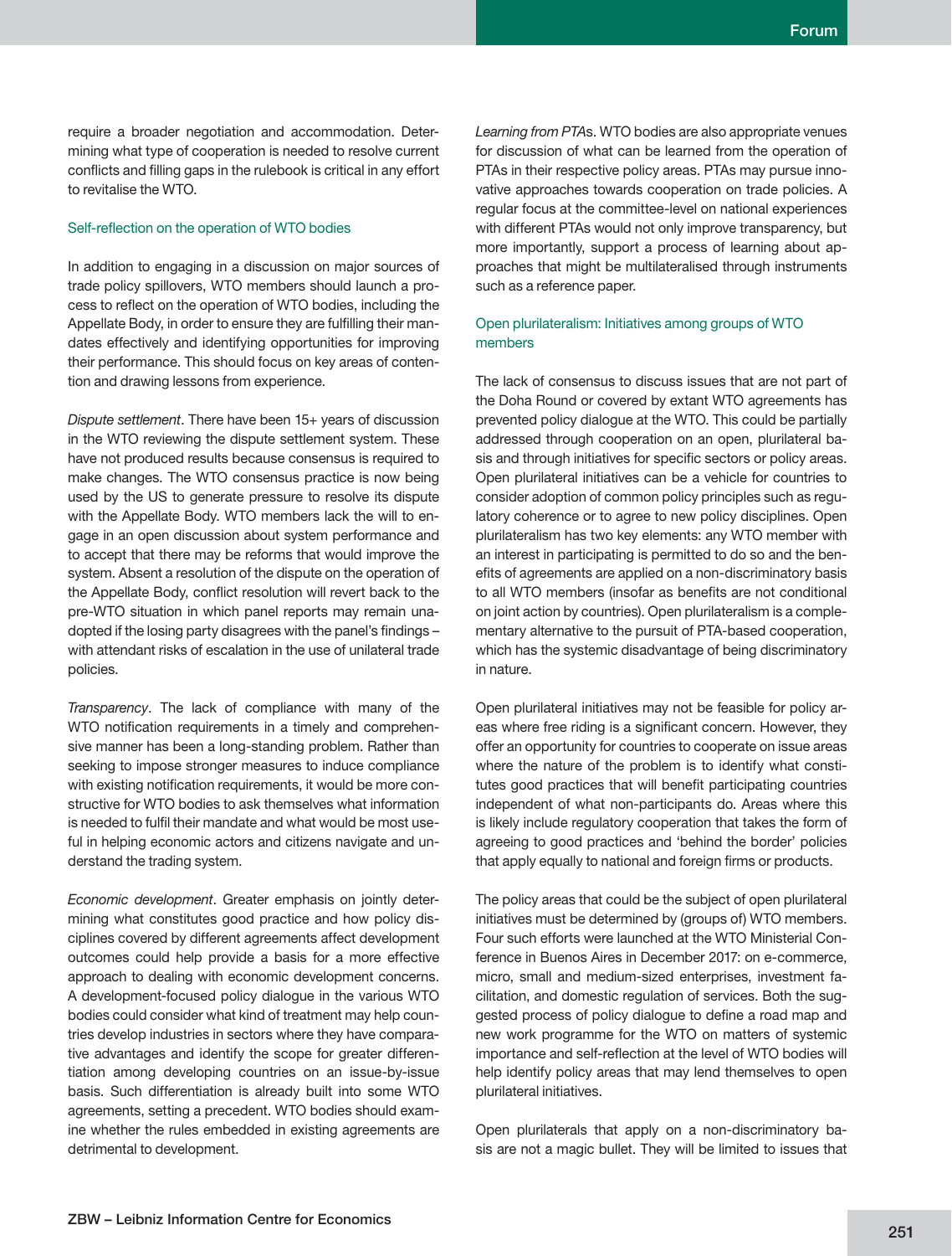require a broader negotiation and accommodation. Determining what type of cooperation is needed to resolve current conflicts and filling gaps in the rulebook is critical in any effort to revitalise the WTO.

### Self-reflection on the operation of WTO bodies

In addition to engaging in a discussion on major sources of trade policy spillovers, WTO members should launch a process to reflect on the operation of WTO bodies, including the Appellate Body, in order to ensure they are fulfilling their mandates effectively and identifying opportunities for improving their performance. This should focus on key areas of contention and drawing lessons from experience.

*Dispute settlement*. There have been 15+ years of discussion in the WTO reviewing the dispute settlement system. These have not produced results because consensus is required to make changes. The WTO consensus practice is now being used by the US to generate pressure to resolve its dispute with the Appellate Body. WTO members lack the will to engage in an open discussion about system performance and to accept that there may be reforms that would improve the system. Absent a resolution of the dispute on the operation of the Appellate Body, conflict resolution will revert back to the pre-WTO situation in which panel reports may remain unadopted if the losing party disagrees with the panel's findings – with attendant risks of escalation in the use of unilateral trade policies.

*Transparency*. The lack of compliance with many of the WTO notification requirements in a timely and comprehensive manner has been a long-standing problem. Rather than seeking to impose stronger measures to induce compliance with existing notification requirements, it would be more constructive for WTO bodies to ask themselves what information is needed to fulfil their mandate and what would be most useful in helping economic actors and citizens navigate and understand the trading system.

*Economic development*. Greater emphasis on jointly determining what constitutes good practice and how policy disciplines covered by different agreements affect development outcomes could help provide a basis for a more effective approach to dealing with economic development concerns. A development-focused policy dialogue in the various WTO bodies could consider what kind of treatment may help countries develop industries in sectors where they have comparative advantages and identify the scope for greater differentiation among developing countries on an issue-by-issue basis. Such differentiation is already built into some WTO agreements, setting a precedent. WTO bodies should examine whether the rules embedded in existing agreements are detrimental to development.

*Learning from PTAs*. WTO bodies are also appropriate venues for discussion of what can be learned from the operation of PTAs in their respective policy areas. PTAs may pursue innovative approaches towards cooperation on trade policies. A regular focus at the committee-level on national experiences with different PTAs would not only improve transparency, but more importantly, support a process of learning about approaches that might be multilateralised through instruments such as a reference paper.

### Open plurilateralism: Initiatives among groups of WTO members

The lack of consensus to discuss issues that are not part of the Doha Round or covered by extant WTO agreements has prevented policy dialogue at the WTO. This could be partially addressed through cooperation on an open, plurilateral basis and through initiatives for specific sectors or policy areas. Open plurilateral initiatives can be a vehicle for countries to consider adoption of common policy principles such as regulatory coherence or to agree to new policy disciplines. Open plurilateralism has two key elements: any WTO member with an interest in participating is permitted to do so and the benefits of agreements are applied on a non-discriminatory basis to all WTO members (insofar as benefits are not conditional on joint action by countries). Open plurilateralism is a complementary alternative to the pursuit of PTA-based cooperation, which has the systemic disadvantage of being discriminatory in nature.

Open plurilateral initiatives may not be feasible for policy areas where free riding is a significant concern. However, they offer an opportunity for countries to cooperate on issue areas where the nature of the problem is to identify what constitutes good practices that will benefit participating countries independent of what non-participants do. Areas where this is likely include regulatory cooperation that takes the form of agreeing to good practices and 'behind the border' policies that apply equally to national and foreign firms or products.

The policy areas that could be the subject of open plurilateral initiatives must be determined by (groups of) WTO members. Four such efforts were launched at the WTO Ministerial Conference in Buenos Aires in December 2017: on e-commerce, micro, small and medium-sized enterprises, investment facilitation, and domestic regulation of services. Both the suggested process of policy dialogue to define a road map and new work programme for the WTO on matters of systemic importance and self-reflection at the level of WTO bodies will help identify policy areas that may lend themselves to open plurilateral initiatives.

Open plurilaterals that apply on a non-discriminatory basis are not a magic bullet. They will be limited to issues that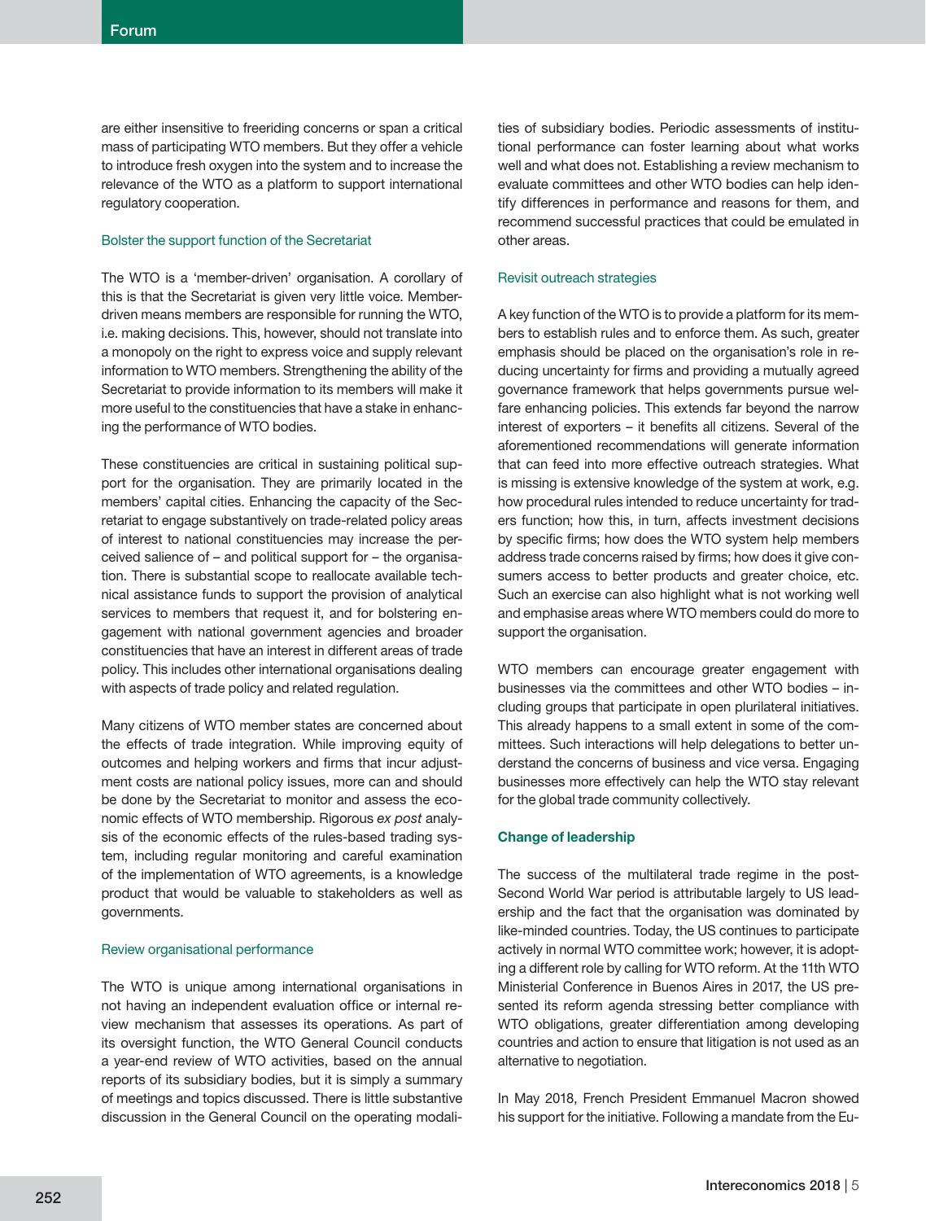are either insensitive to freeriding concerns or span a critical mass of participating WTO members. But they offer a vehicle to introduce fresh oxygen into the system and to increase the relevance of the WTO as a platform to support international regulatory cooperation.

### Bolster the support function of the Secretariat

The WTO is a 'member-driven' organisation. A corollary of this is that the Secretariat is given very little voice. Member-driven means members are responsible for running the WTO, i.e. making decisions. This, however, should not translate into a monopoly on the right to express voice and supply relevant information to WTO members. Strengthening the ability of the Secretariat to provide information to its members will make it more useful to the constituencies that have a stake in enhancing the performance of WTO bodies.

These constituencies are critical in sustaining political support for the organisation. They are primarily located in the members' capital cities. Enhancing the capacity of the Secretariat to engage substantively on trade-related policy areas of interest to national constituencies may increase the perceived salience of – and political support for – the organisation. There is substantial scope to reallocate available technical assistance funds to support the provision of analytical services to members that request it, and for bolstering engagement with national government agencies and broader constituencies that have an interest in different areas of trade policy. This includes other international organisations dealing with aspects of trade policy and related regulation.

Many citizens of WTO member states are concerned about the effects of trade integration. While improving equity of outcomes and helping workers and firms that incur adjustment costs are national policy issues, more can and should be done by the Secretariat to monitor and assess the economic effects of WTO membership. Rigorous *ex post* analysis of the economic effects of the rules-based trading system, including regular monitoring and careful examination of the implementation of WTO agreements, is a knowledge product that would be valuable to stakeholders as well as governments.

### Review organisational performance

The WTO is unique among international organisations in not having an independent evaluation office or internal review mechanism that assesses its operations. As part of its oversight function, the WTO General Council conducts a year-end review of WTO activities, based on the annual reports of its subsidiary bodies, but it is simply a summary of meetings and topics discussed. There is little substantive discussion in the General Council on the operating modalities of subsidiary bodies. Periodic assessments of institutional performance can foster learning about what works well and what does not. Establishing a review mechanism to evaluate committees and other WTO bodies can help identify differences in performance and reasons for them, and recommend successful practices that could be emulated in other areas.

### Revisit outreach strategies

A key function of the WTO is to provide a platform for its members to establish rules and to enforce them. As such, greater emphasis should be placed on the organisation's role in reducing uncertainty for firms and providing a mutually agreed governance framework that helps governments pursue welfare enhancing policies. This extends far beyond the narrow interest of exporters – it benefits all citizens. Several of the aforementioned recommendations will generate information that can feed into more effective outreach strategies. What is missing is extensive knowledge of the system at work, e.g. how procedural rules intended to reduce uncertainty for traders function; how this, in turn, affects investment decisions by specific firms; how does the WTO system help members address trade concerns raised by firms; how does it give consumers access to better products and greater choice, etc. Such an exercise can also highlight what is not working well and emphasise areas where WTO members could do more to support the organisation.

WTO members can encourage greater engagement with businesses via the committees and other WTO bodies – including groups that participate in open plurilateral initiatives. This already happens to a small extent in some of the committees. Such interactions will help delegations to better understand the concerns of business and vice versa. Engaging businesses more effectively can help the WTO stay relevant for the global trade community collectively.

## Change of leadership

The success of the multilateral trade regime in the post-Second World War period is attributable largely to US leadership and the fact that the organisation was dominated by like-minded countries. Today, the US continues to participate actively in normal WTO committee work; however, it is adopting a different role by calling for WTO reform. At the 11th WTO Ministerial Conference in Buenos Aires in 2017, the US presented its reform agenda stressing better compliance with WTO obligations, greater differentiation among developing countries and action to ensure that litigation is not used as an alternative to negotiation.

In May 2018, French President Emmanuel Macron showed his support for the initiative. Following a mandate from the Eu-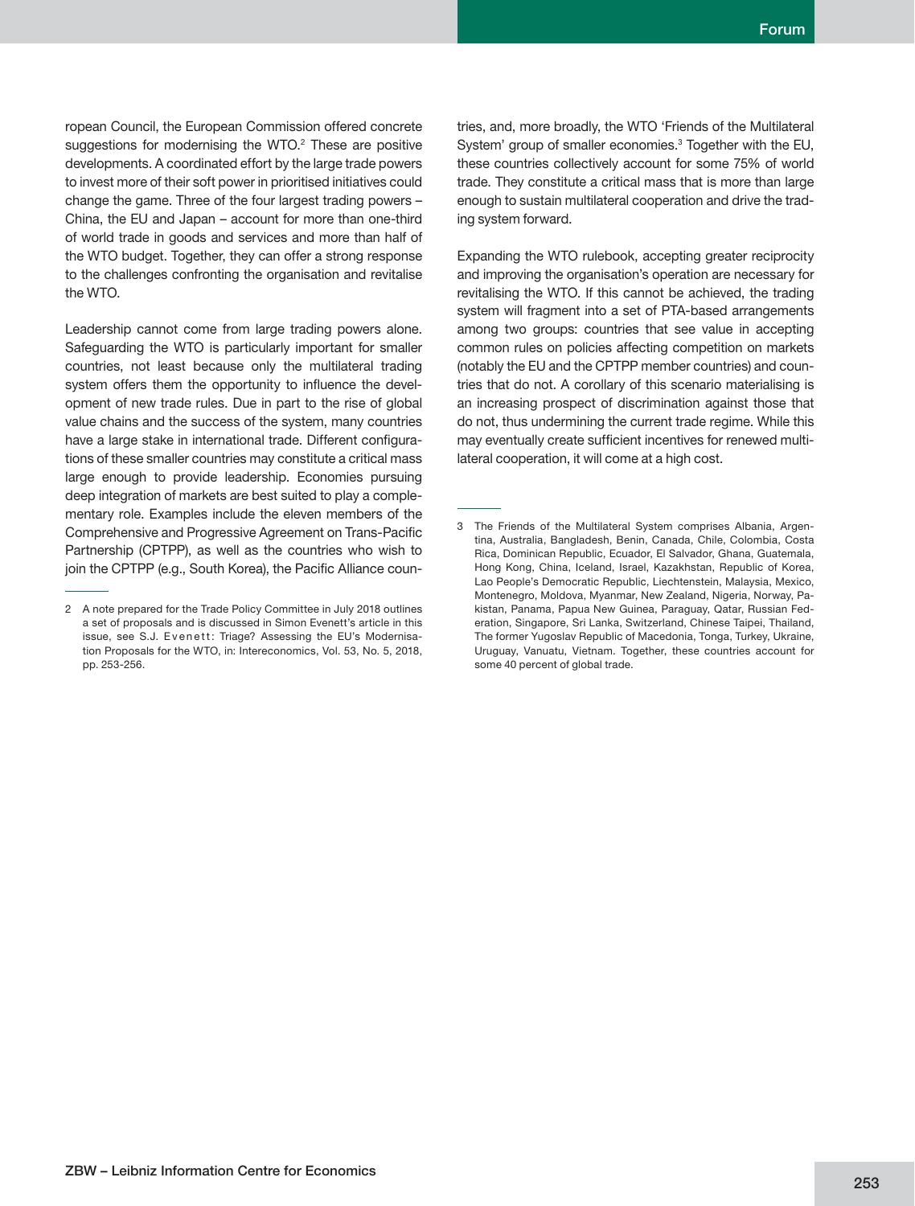ropean Council, the European Commission offered concrete suggestions for modernising the WTO.[2] These are positive developments. A coordinated effort by the large trade powers to invest more of their soft power in prioritised initiatives could change the game. Three of the four largest trading powers – China, the EU and Japan – account for more than one-third of world trade in goods and services and more than half of the WTO budget. Together, they can offer a strong response to the challenges confronting the organisation and revitalise the WTO.

Leadership cannot come from large trading powers alone. Safeguarding the WTO is particularly important for smaller countries, not least because only the multilateral trading system offers them the opportunity to influence the development of new trade rules. Due in part to the rise of global value chains and the success of the system, many countries have a large stake in international trade. Different configurations of these smaller countries may constitute a critical mass large enough to provide leadership. Economies pursuing deep integration of markets are best suited to play a complementary role. Examples include the eleven members of the Comprehensive and Progressive Agreement on Trans-Pacific Partnership (CPTPP), as well as the countries who wish to join the CPTPP (e.g., South Korea), the Pacific Alliance countries, and, more broadly, the WTO 'Friends of the Multilateral System' group of smaller economies.[3] Together with the EU, these countries collectively account for some 75% of world trade. They constitute a critical mass that is more than large enough to sustain multilateral cooperation and drive the trading system forward.

Expanding the WTO rulebook, accepting greater reciprocity and improving the organisation's operation are necessary for revitalising the WTO. If this cannot be achieved, the trading system will fragment into a set of PTA-based arrangements among two groups: countries that see value in accepting common rules on policies affecting competition on markets (notably the EU and the CPTPP member countries) and countries that do not. A corollary of this scenario materialising is an increasing prospect of discrimination against those that do not, thus undermining the current trade regime. While this may eventually create sufficient incentives for renewed multilateral cooperation, it will come at a high cost.

---

2 A note prepared for the Trade Policy Committee in July 2018 outlines a set of proposals and is discussed in Simon Evenett's article in this issue, see S.J. Evenett: Triage? Assessing the EU's Modernisation Proposals for the WTO, in: Intereconomics, Vol. 53, No. 5, 2018, pp. 253-256.

3 The Friends of the Multilateral System comprises Albania, Argentina, Australia, Bangladesh, Benin, Canada, Chile, Colombia, Costa Rica, Dominican Republic, Ecuador, El Salvador, Ghana, Guatemala, Hong Kong, China, Iceland, Israel, Kazakhstan, Republic of Korea, Lao People's Democratic Republic, Liechtenstein, Malaysia, Mexico, Montenegro, Moldova, Myanmar, New Zealand, Nigeria, Norway, Pakistan, Panama, Papua New Guinea, Paraguay, Qatar, Russian Federation, Singapore, Sri Lanka, Switzerland, Chinese Taipei, Thailand, The former Yugoslav Republic of Macedonia, Tonga, Turkey, Ukraine, Uruguay, Vanuatu, Vietnam. Together, these countries account for some 40 percent of global trade.